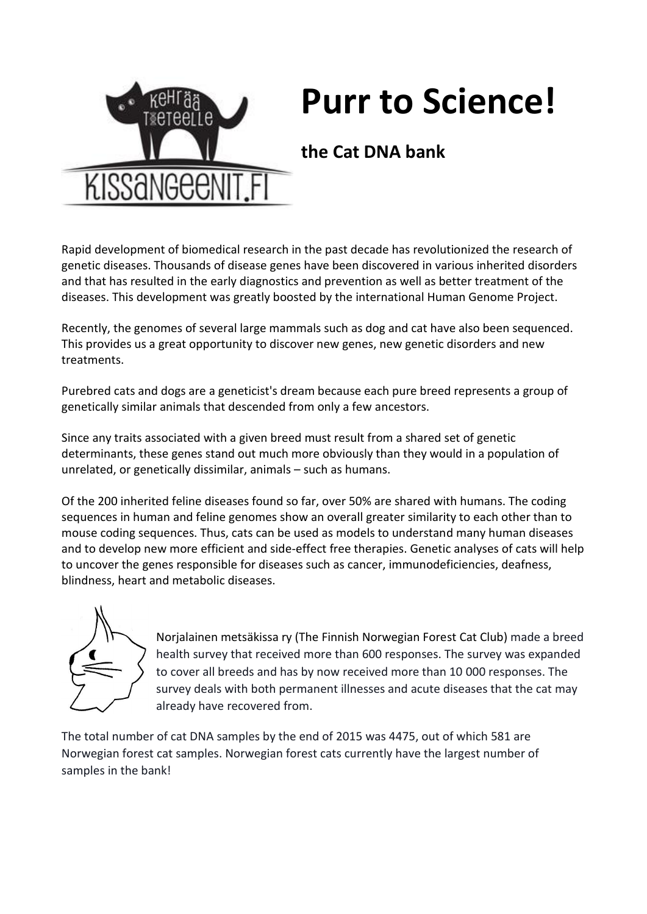# Purr to Science!

## the Cat DNA bank

Rapid development of biomedical research in the past decade has revolutionized the research of genetic diseases. Thousands of disease genes have been discovered in various inherited disorders and that has resulted in the early diagnostics and prevention as well as better treatment of the diseases. This development was greatly boosted by the international Human Genome Project.

Recently, the genomes of several large mammals such as dog and cat have also been sequenced. This provides us a great opportunity to discover new genes, new genetic disorders and new treatments.

Purebred cats and dogs are a geneticist's dream because each pure breed represents a group of genetically similar animals that descended from only a few ancestors.

Since any traits associated with a given breed must result from a shared set of genetic determinants, these genes stand out much more obviously than they would in a population of unrelated, or genetically dissimilar, animals – such as humans.

Of the 200 inherited feline diseases found so far, over 50% are shared with humans. The coding sequences in human and feline genomes show an overall greater similarity to each other than to mouse coding sequences. Thus, cats can be used as models to understand many human diseases and to develop new more efficient and side-effect free therapies. Genetic analyses of cats will help to uncover the genes responsible for diseases such as cancer, immunodeficiencies, deafness, blindness, heart and metabolic diseases.

Norjalainen metsäkissa ry (The Finnish Norwegian Forest Cat Club) made a breed health survey that received more than 600 responses. The survey was expanded to cover all breeds and has by now received more than 10 000 responses. The survey deals with both permanent illnesses and acute diseases that the cat may already have recovered from.

The total number of cat DNA samples by the end of 2015 was 4475, out of which 581 are Norwegian forest cat samples. Norwegian forest cats currently have the largest number of samples in the bank!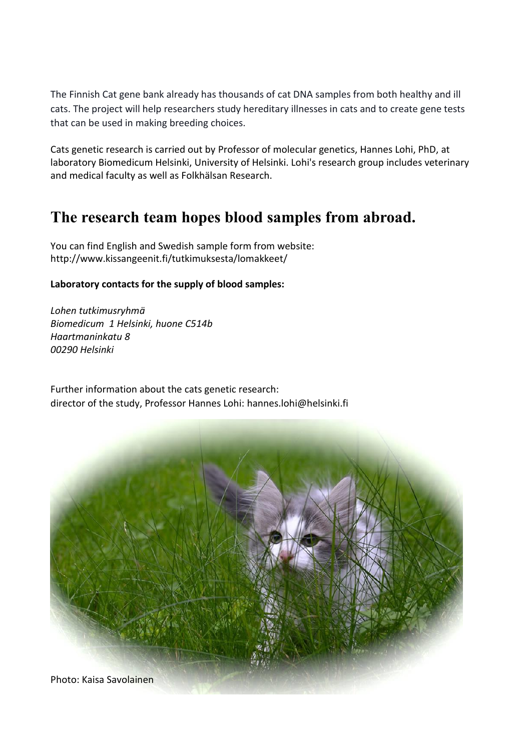The Finnish Cat gene bank already has thousands of cat DNA samples from both healthy and ill cats. The project will help researchers study hereditary illnesses in cats and to create gene tests that can be used in making breeding choices.

Cats genetic research is carried out by Professor of molecular genetics, Hannes Lohi, PhD, at laboratory Biomedicum Helsinki, University of Helsinki. Lohi's research group includes veterinary and medical faculty as well as Folkhälsan Research.

## The research team hopes blood samples from abroad.

You can find English and Swedish sample form from website:
http://www.kissangeenit.fi/tutkimuksesta/lomakkeet/

**Laboratory contacts for the supply of blood samples:**

*Lohen tutkimusryhmä*
*Biomedicum 1 Helsinki, huone C514b*
*Haartmaninkatu 8*
*00290 Helsinki*

Further information about the cats genetic research:
director of the study, Professor Hannes Lohi: hannes.lohi@helsinki.fi

Photo: Kaisa Savolainen